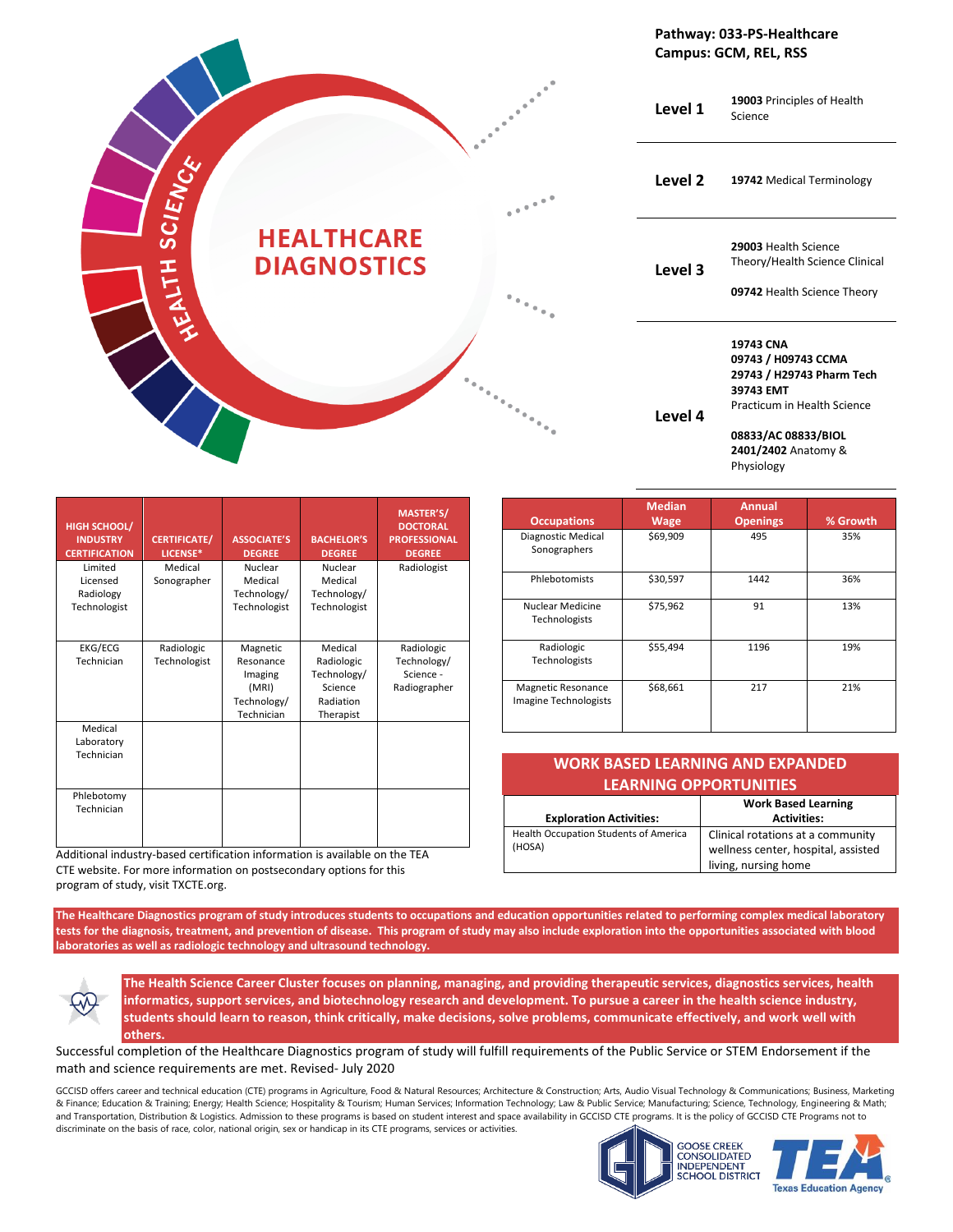# HEALTHCARE DIAGNOSTICS

HEALTH SCIENCE

**Pathway: 033-PS-Healthcare**
**Campus: GCM, REL, RSS**

| Level | Courses |
|---|---|
| **Level 1** | **19003** Principles of Health Science |
| **Level 2** | **19742** Medical Terminology |
| **Level 3** | **29003** Health Science Theory/Health Science Clinical<br><br>**09742** Health Science Theory |
| **Level 4** | **19743 CNA**<br>**09743 / H09743 CCMA**<br>**29743 / H29743 Pharm Tech**<br>**39743 EMT**<br>Practicum in Health Science<br><br>**08833/AC 08833/BIOL 2401/2402** Anatomy & Physiology |

| HIGH SCHOOL/ INDUSTRY CERTIFICATION | CERTIFICATE/ LICENSE* | ASSOCIATE'S DEGREE | BACHELOR'S DEGREE | MASTER'S/ DOCTORAL PROFESSIONAL DEGREE |
|---|---|---|---|---|
| Limited Licensed Radiology Technologist | Medical Sonographer | Nuclear Medical Technology/ Technologist | Nuclear Medical Technology/ Technologist | Radiologist |
| EKG/ECG Technician | Radiologic Technologist | Magnetic Resonance Imaging (MRI) Technology/ Technician | Medical Radiologic Technology/ Science Radiation Therapist | Radiologic Technology/ Science - Radiographer |
| Medical Laboratory Technician | | | | |
| Phlebotomy Technician | | | | |

Additional industry-based certification information is available on the TEA CTE website. For more information on postsecondary options for this program of study, visit TXCTE.org.

| Occupations | Median Wage | Annual Openings | % Growth |
|---|---|---|---|
| Diagnostic Medical Sonographers | $69,909 | 495 | 35% |
| Phlebotomists | $30,597 | 1442 | 36% |
| Nuclear Medicine Technologists | $75,962 | 91 | 13% |
| Radiologic Technologists | $55,494 | 1196 | 19% |
| Magnetic Resonance Imagine Technologists | $68,661 | 217 | 21% |

## WORK BASED LEARNING AND EXPANDED LEARNING OPPORTUNITIES

| Exploration Activities: | Work Based Learning Activities: |
|---|---|
| Health Occupation Students of America (HOSA) | Clinical rotations at a community wellness center, hospital, assisted living, nursing home |

**The Healthcare Diagnostics program of study introduces students to occupations and education opportunities related to performing complex medical laboratory tests for the diagnosis, treatment, and prevention of disease. This program of study may also include exploration into the opportunities associated with blood laboratories as well as radiologic technology and ultrasound technology.**

**The Health Science Career Cluster focuses on planning, managing, and providing therapeutic services, diagnostics services, health informatics, support services, and biotechnology research and development. To pursue a career in the health science industry, students should learn to reason, think critically, make decisions, solve problems, communicate effectively, and work well with others.**

Successful completion of the Healthcare Diagnostics program of study will fulfill requirements of the Public Service or STEM Endorsement if the math and science requirements are met. Revised- July 2020

GCCISD offers career and technical education (CTE) programs in Agriculture, Food & Natural Resources; Architecture & Construction; Arts, Audio Visual Technology & Communications; Business, Marketing & Finance; Education & Training; Energy; Health Science; Hospitality & Tourism; Human Services; Information Technology; Law & Public Service; Manufacturing; Science, Technology, Engineering & Math; and Transportation, Distribution & Logistics. Admission to these programs is based on student interest and space availability in GCCISD CTE programs. It is the policy of GCCISD CTE Programs not to discriminate on the basis of race, color, national origin, sex or handicap in its CTE programs, services or activities.

GOOSE CREEK CONSOLIDATED INDEPENDENT SCHOOL DISTRICT

TEA Texas Education Agency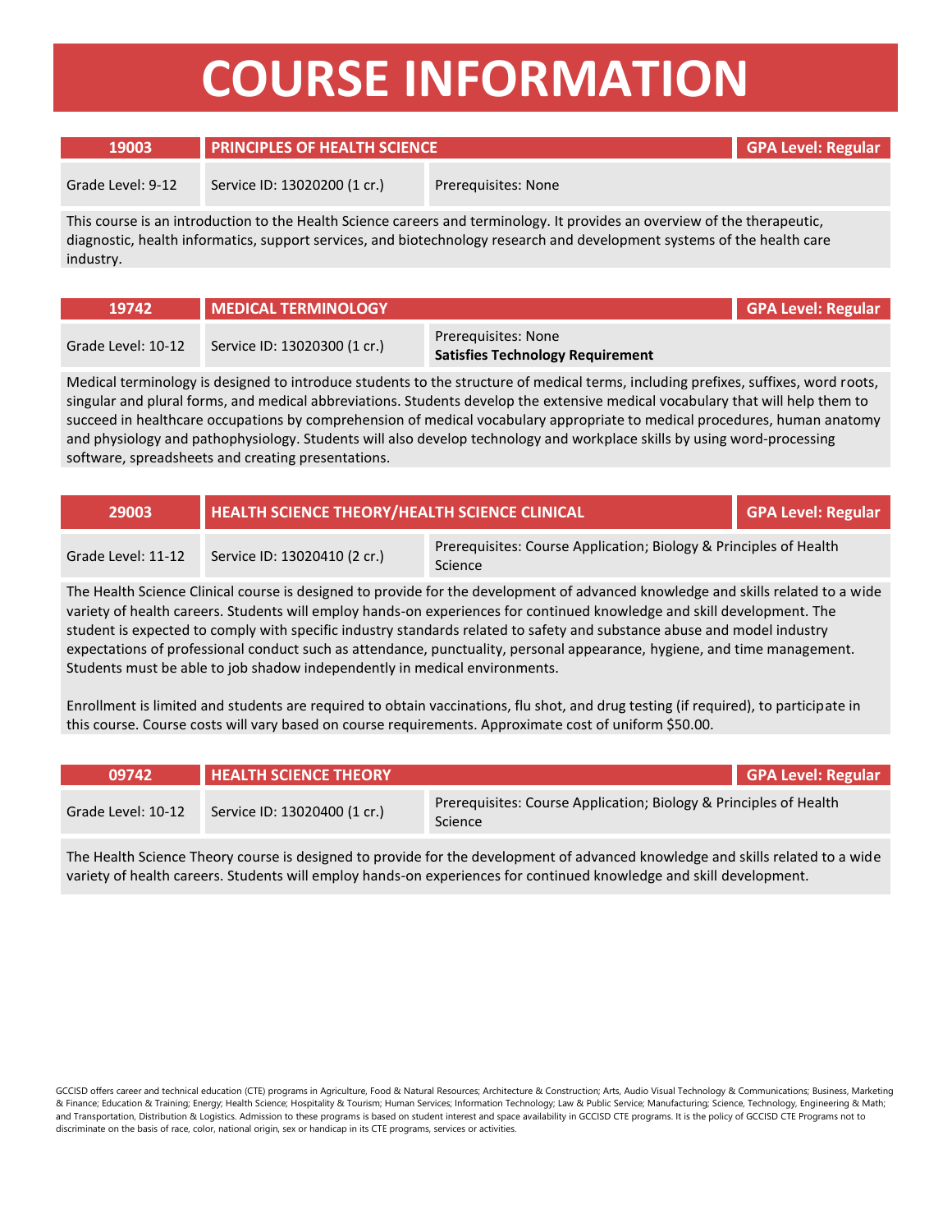# COURSE INFORMATION

| 19003 | PRINCIPLES OF HEALTH SCIENCE | GPA Level: Regular |
|---|---|---|
| Grade Level: 9-12 | Service ID: 13020200 (1 cr.) | Prerequisites: None |

This course is an introduction to the Health Science careers and terminology. It provides an overview of the therapeutic, diagnostic, health informatics, support services, and biotechnology research and development systems of the health care industry.

| 19742 | MEDICAL TERMINOLOGY | GPA Level: Regular |
|---|---|---|
| Grade Level: 10-12 | Service ID: 13020300 (1 cr.) | Prerequisites: None<br>**Satisfies Technology Requirement** |

Medical terminology is designed to introduce students to the structure of medical terms, including prefixes, suffixes, word roots, singular and plural forms, and medical abbreviations. Students develop the extensive medical vocabulary that will help them to succeed in healthcare occupations by comprehension of medical vocabulary appropriate to medical procedures, human anatomy and physiology and pathophysiology. Students will also develop technology and workplace skills by using word-processing software, spreadsheets and creating presentations.

| 29003 | HEALTH SCIENCE THEORY/HEALTH SCIENCE CLINICAL | GPA Level: Regular |
|---|---|---|
| Grade Level: 11-12 | Service ID: 13020410 (2 cr.) | Prerequisites: Course Application; Biology & Principles of Health Science |

The Health Science Clinical course is designed to provide for the development of advanced knowledge and skills related to a wide variety of health careers. Students will employ hands-on experiences for continued knowledge and skill development. The student is expected to comply with specific industry standards related to safety and substance abuse and model industry expectations of professional conduct such as attendance, punctuality, personal appearance, hygiene, and time management. Students must be able to job shadow independently in medical environments.

Enrollment is limited and students are required to obtain vaccinations, flu shot, and drug testing (if required), to participate in this course. Course costs will vary based on course requirements. Approximate cost of uniform $50.00.

| 09742 | HEALTH SCIENCE THEORY | GPA Level: Regular |
|---|---|---|
| Grade Level: 10-12 | Service ID: 13020400 (1 cr.) | Prerequisites: Course Application; Biology & Principles of Health Science |

The Health Science Theory course is designed to provide for the development of advanced knowledge and skills related to a wide variety of health careers. Students will employ hands-on experiences for continued knowledge and skill development.

GCCISD offers career and technical education (CTE) programs in Agriculture, Food & Natural Resources; Architecture & Construction; Arts, Audio Visual Technology & Communications; Business, Marketing & Finance; Education & Training; Energy; Health Science; Hospitality & Tourism; Human Services; Information Technology; Law & Public Service; Manufacturing; Science, Technology, Engineering & Math; and Transportation, Distribution & Logistics. Admission to these programs is based on student interest and space availability in GCCISD CTE programs. It is the policy of GCCISD CTE Programs not to discriminate on the basis of race, color, national origin, sex or handicap in its CTE programs, services or activities.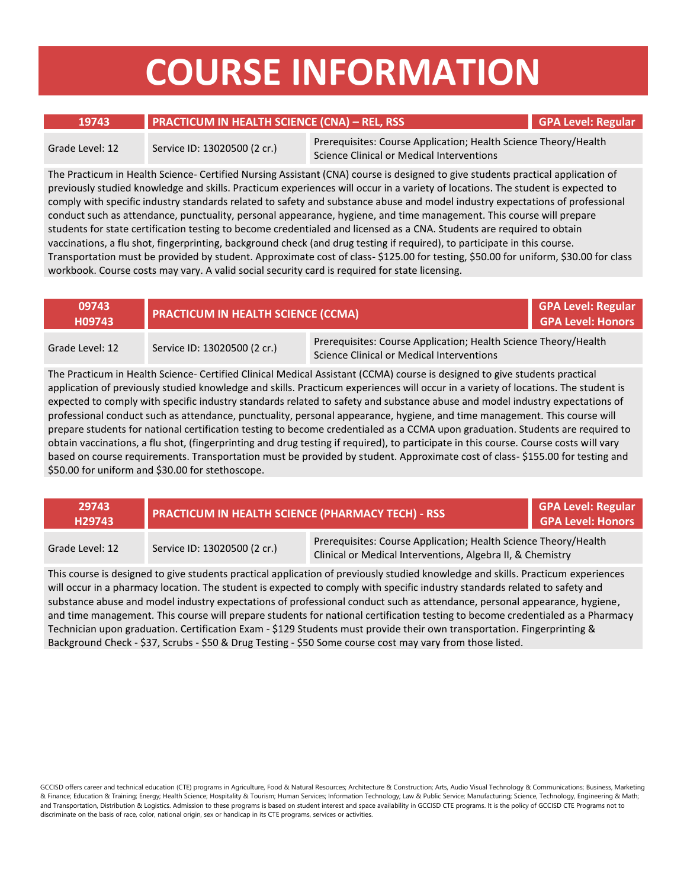# COURSE INFORMATION

| 19743 | PRACTICUM IN HEALTH SCIENCE (CNA) – REL, RSS | GPA Level: Regular |
|---|---|---|
| Grade Level: 12 | Service ID: 13020500 (2 cr.) | Prerequisites: Course Application; Health Science Theory/Health Science Clinical or Medical Interventions |

The Practicum in Health Science- Certified Nursing Assistant (CNA) course is designed to give students practical application of previously studied knowledge and skills. Practicum experiences will occur in a variety of locations. The student is expected to comply with specific industry standards related to safety and substance abuse and model industry expectations of professional conduct such as attendance, punctuality, personal appearance, hygiene, and time management. This course will prepare students for state certification testing to become credentialed and licensed as a CNA. Students are required to obtain vaccinations, a flu shot, fingerprinting, background check (and drug testing if required), to participate in this course. Transportation must be provided by student. Approximate cost of class- $125.00 for testing, $50.00 for uniform, $30.00 for class workbook. Course costs may vary. A valid social security card is required for state licensing.

| 09743<br>H09743 | PRACTICUM IN HEALTH SCIENCE (CCMA) | GPA Level: Regular<br>GPA Level: Honors |
|---|---|---|
| Grade Level: 12 | Service ID: 13020500 (2 cr.) | Prerequisites: Course Application; Health Science Theory/Health Science Clinical or Medical Interventions |

The Practicum in Health Science- Certified Clinical Medical Assistant (CCMA) course is designed to give students practical application of previously studied knowledge and skills. Practicum experiences will occur in a variety of locations. The student is expected to comply with specific industry standards related to safety and substance abuse and model industry expectations of professional conduct such as attendance, punctuality, personal appearance, hygiene, and time management. This course will prepare students for national certification testing to become credentialed as a CCMA upon graduation. Students are required to obtain vaccinations, a flu shot, (fingerprinting and drug testing if required), to participate in this course. Course costs will vary based on course requirements. Transportation must be provided by student. Approximate cost of class- $155.00 for testing and $50.00 for uniform and $30.00 for stethoscope.

| 29743<br>H29743 | PRACTICUM IN HEALTH SCIENCE (PHARMACY TECH) - RSS | GPA Level: Regular<br>GPA Level: Honors |
|---|---|---|
| Grade Level: 12 | Service ID: 13020500 (2 cr.) | Prerequisites: Course Application; Health Science Theory/Health Clinical or Medical Interventions, Algebra II, & Chemistry |

This course is designed to give students practical application of previously studied knowledge and skills. Practicum experiences will occur in a pharmacy location. The student is expected to comply with specific industry standards related to safety and substance abuse and model industry expectations of professional conduct such as attendance, personal appearance, hygiene, and time management. This course will prepare students for national certification testing to become credentialed as a Pharmacy Technician upon graduation. Certification Exam - $129 Students must provide their own transportation. Fingerprinting & Background Check - $37, Scrubs - $50 & Drug Testing - $50 Some course cost may vary from those listed.

GCCISD offers career and technical education (CTE) programs in Agriculture, Food & Natural Resources; Architecture & Construction; Arts, Audio Visual Technology & Communications; Business, Marketing & Finance; Education & Training; Energy; Health Science; Hospitality & Tourism; Human Services; Information Technology; Law & Public Service; Manufacturing; Science, Technology, Engineering & Math; and Transportation, Distribution & Logistics. Admission to these programs is based on student interest and space availability in GCCISD CTE programs. It is the policy of GCCISD CTE Programs not to discriminate on the basis of race, color, national origin, sex or handicap in its CTE programs, services or activities.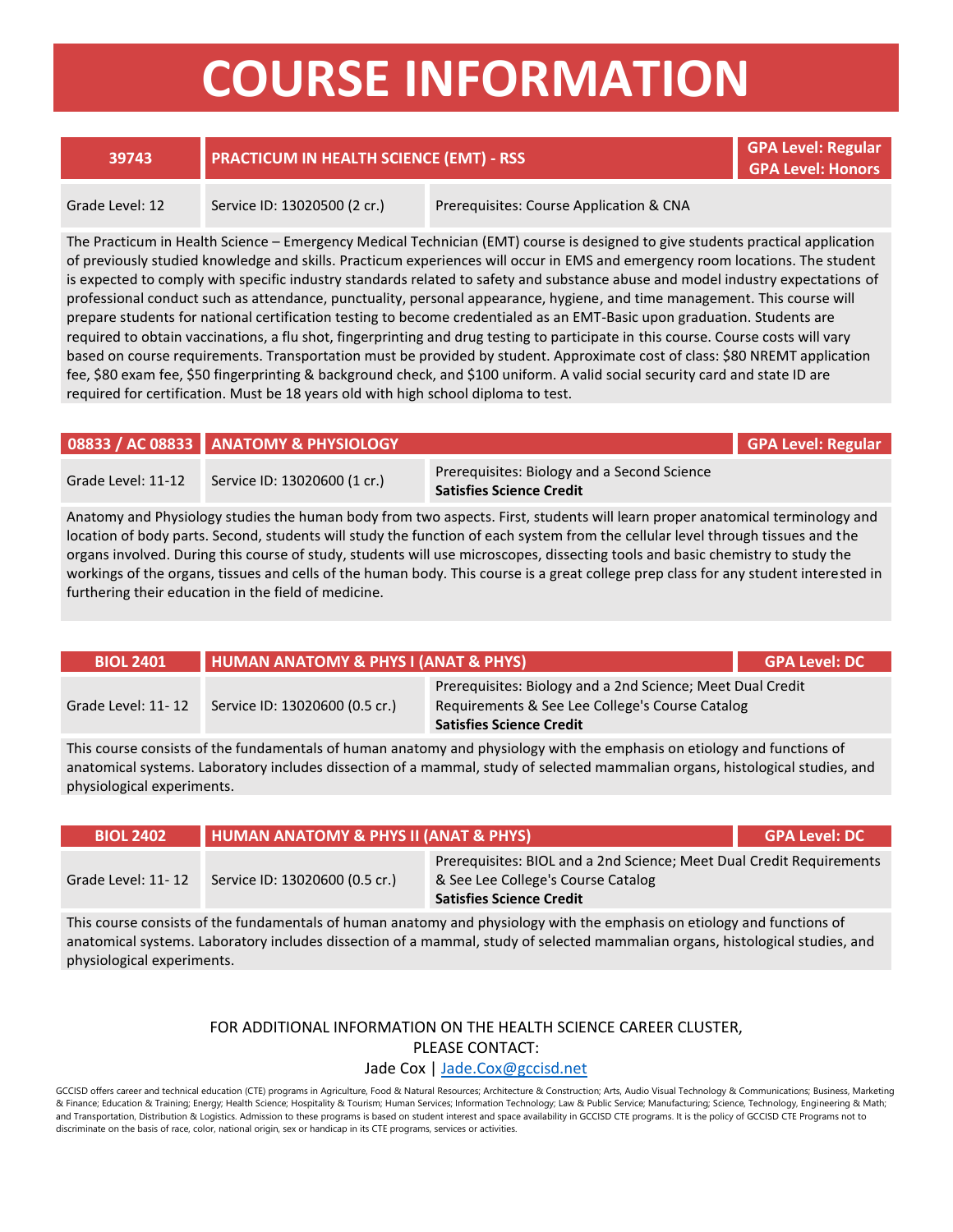# COURSE INFORMATION

| 39743 | PRACTICUM IN HEALTH SCIENCE (EMT) - RSS | | GPA Level: Regular<br>GPA Level: Honors |
|---|---|---|---|
| Grade Level: 12 | Service ID: 13020500 (2 cr.) | Prerequisites: Course Application & CNA | |

The Practicum in Health Science – Emergency Medical Technician (EMT) course is designed to give students practical application of previously studied knowledge and skills. Practicum experiences will occur in EMS and emergency room locations. The student is expected to comply with specific industry standards related to safety and substance abuse and model industry expectations of professional conduct such as attendance, punctuality, personal appearance, hygiene, and time management. This course will prepare students for national certification testing to become credentialed as an EMT-Basic upon graduation. Students are required to obtain vaccinations, a flu shot, fingerprinting and drug testing to participate in this course. Course costs will vary based on course requirements. Transportation must be provided by student. Approximate cost of class: $80 NREMT application fee, $80 exam fee, $50 fingerprinting & background check, and $100 uniform. A valid social security card and state ID are required for certification. Must be 18 years old with high school diploma to test.

| 08833 / AC 08833 | ANATOMY & PHYSIOLOGY | | GPA Level: Regular |
|---|---|---|---|
| Grade Level: 11-12 | Service ID: 13020600 (1 cr.) | Prerequisites: Biology and a Second Science<br>**Satisfies Science Credit** | |

Anatomy and Physiology studies the human body from two aspects. First, students will learn proper anatomical terminology and location of body parts. Second, students will study the function of each system from the cellular level through tissues and the organs involved. During this course of study, students will use microscopes, dissecting tools and basic chemistry to study the workings of the organs, tissues and cells of the human body. This course is a great college prep class for any student interested in furthering their education in the field of medicine.

| BIOL 2401 | HUMAN ANATOMY & PHYS I (ANAT & PHYS) | | GPA Level: DC |
|---|---|---|---|
| Grade Level: 11- 12 | Service ID: 13020600 (0.5 cr.) | Prerequisites: Biology and a 2nd Science; Meet Dual Credit Requirements & See Lee College's Course Catalog<br>**Satisfies Science Credit** | |

This course consists of the fundamentals of human anatomy and physiology with the emphasis on etiology and functions of anatomical systems. Laboratory includes dissection of a mammal, study of selected mammalian organs, histological studies, and physiological experiments.

| BIOL 2402 | HUMAN ANATOMY & PHYS II (ANAT & PHYS) | | GPA Level: DC |
|---|---|---|---|
| Grade Level: 11- 12 | Service ID: 13020600 (0.5 cr.) | Prerequisites: BIOL and a 2nd Science; Meet Dual Credit Requirements & See Lee College's Course Catalog<br>**Satisfies Science Credit** | |

This course consists of the fundamentals of human anatomy and physiology with the emphasis on etiology and functions of anatomical systems. Laboratory includes dissection of a mammal, study of selected mammalian organs, histological studies, and physiological experiments.

FOR ADDITIONAL INFORMATION ON THE HEALTH SCIENCE CAREER CLUSTER,
PLEASE CONTACT:
Jade Cox | Jade.Cox@gccisd.net

GCCISD offers career and technical education (CTE) programs in Agriculture, Food & Natural Resources; Architecture & Construction; Arts, Audio Visual Technology & Communications; Business, Marketing & Finance; Education & Training; Energy; Health Science; Hospitality & Tourism; Human Services; Information Technology; Law & Public Service; Manufacturing; Science, Technology, Engineering & Math; and Transportation, Distribution & Logistics. Admission to these programs is based on student interest and space availability in GCCISD CTE programs. It is the policy of GCCISD CTE Programs not to discriminate on the basis of race, color, national origin, sex or handicap in its CTE programs, services or activities.